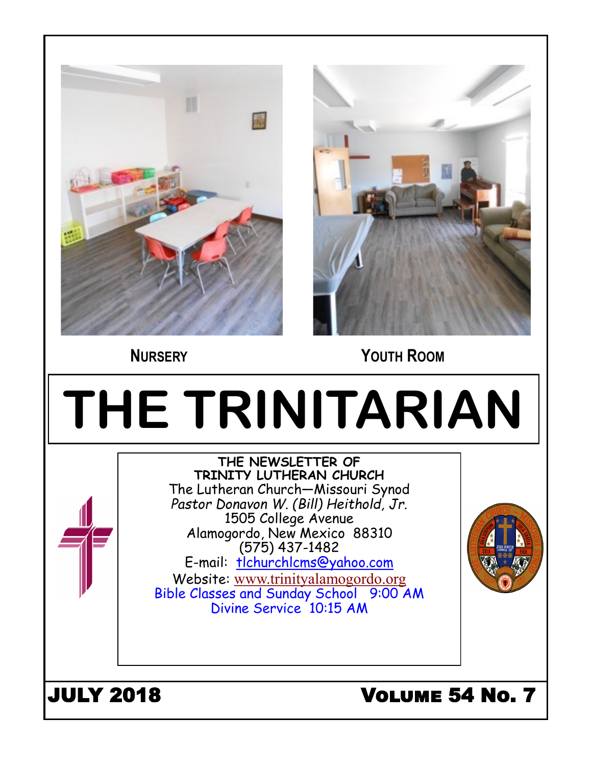**NURSERY** **YOUTH ROOM**

# THE TRINITARIAN

**THE NEWSLETTER OF**
**TRINITY LUTHERAN CHURCH**
The Lutheran Church—Missouri Synod
*Pastor Donavon W. (Bill) Heithold, Jr.*
1505 College Avenue
Alamogordo, New Mexico 88310
(575) 437-1482
E-mail: tlchurchlcms@yahoo.com
Website: www.trinityalamogordo.org
Bible Classes and Sunday School 9:00 AM
Divine Service 10:15 AM

**JULY 2018** **VOLUME 54 NO. 7**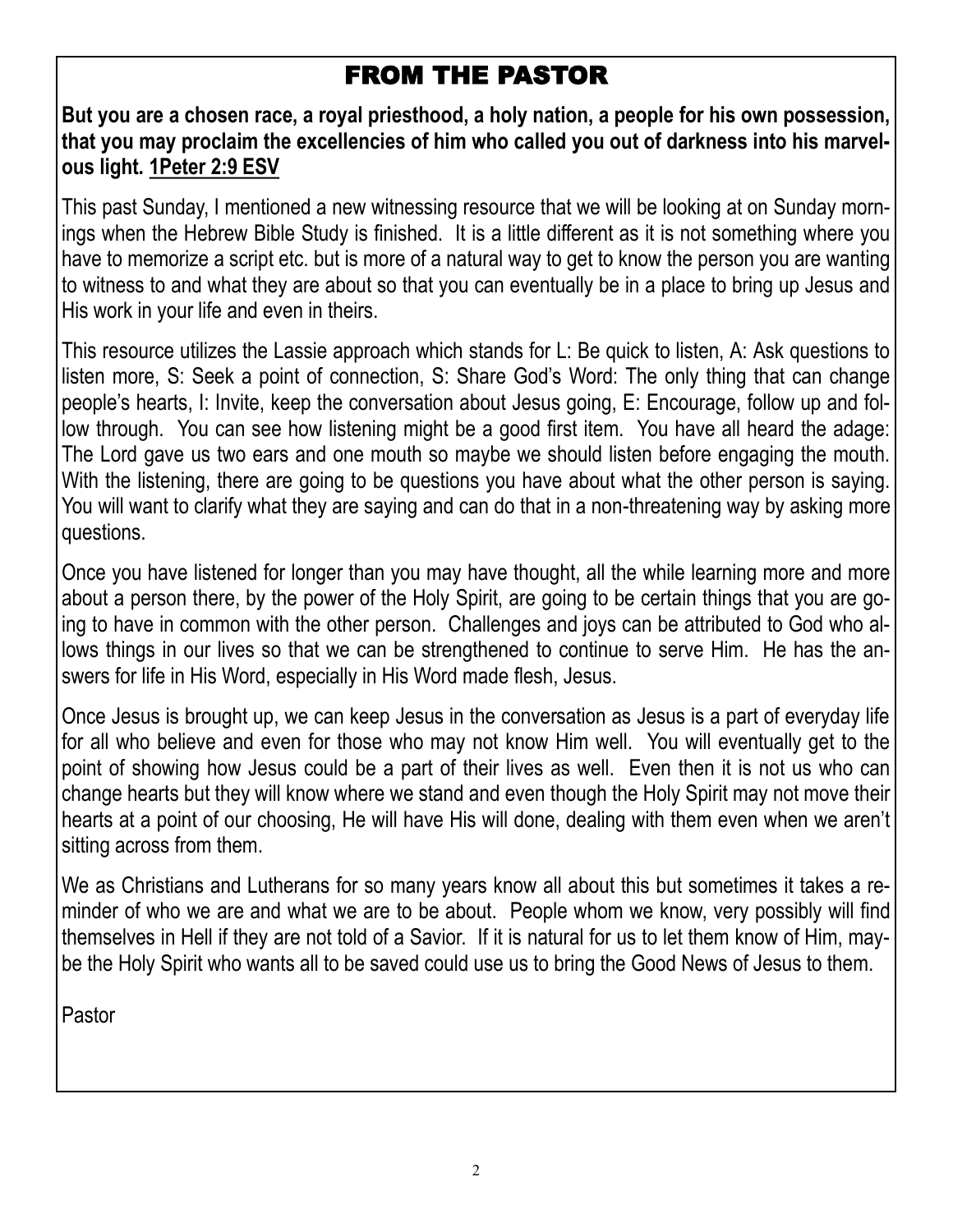# FROM THE PASTOR

**But you are a chosen race, a royal priesthood, a holy nation, a people for his own possession, that you may proclaim the excellencies of him who called you out of darkness into his marvelous light. 1Peter 2:9 ESV**

This past Sunday, I mentioned a new witnessing resource that we will be looking at on Sunday mornings when the Hebrew Bible Study is finished. It is a little different as it is not something where you have to memorize a script etc. but is more of a natural way to get to know the person you are wanting to witness to and what they are about so that you can eventually be in a place to bring up Jesus and His work in your life and even in theirs.

This resource utilizes the Lassie approach which stands for L: Be quick to listen, A: Ask questions to listen more, S: Seek a point of connection, S: Share God's Word: The only thing that can change people's hearts, I: Invite, keep the conversation about Jesus going, E: Encourage, follow up and follow through. You can see how listening might be a good first item. You have all heard the adage: The Lord gave us two ears and one mouth so maybe we should listen before engaging the mouth. With the listening, there are going to be questions you have about what the other person is saying. You will want to clarify what they are saying and can do that in a non-threatening way by asking more questions.

Once you have listened for longer than you may have thought, all the while learning more and more about a person there, by the power of the Holy Spirit, are going to be certain things that you are going to have in common with the other person. Challenges and joys can be attributed to God who allows things in our lives so that we can be strengthened to continue to serve Him. He has the answers for life in His Word, especially in His Word made flesh, Jesus.

Once Jesus is brought up, we can keep Jesus in the conversation as Jesus is a part of everyday life for all who believe and even for those who may not know Him well. You will eventually get to the point of showing how Jesus could be a part of their lives as well. Even then it is not us who can change hearts but they will know where we stand and even though the Holy Spirit may not move their hearts at a point of our choosing, He will have His will done, dealing with them even when we aren't sitting across from them.

We as Christians and Lutherans for so many years know all about this but sometimes it takes a reminder of who we are and what we are to be about. People whom we know, very possibly will find themselves in Hell if they are not told of a Savior. If it is natural for us to let them know of Him, maybe the Holy Spirit who wants all to be saved could use us to bring the Good News of Jesus to them.

Pastor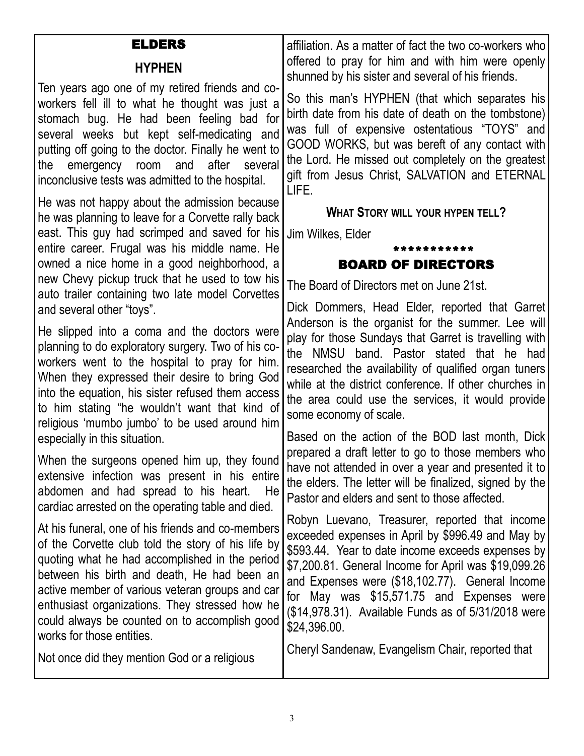## ELDERS

### HYPHEN

Ten years ago one of my retired friends and co-workers fell ill to what he thought was just a stomach bug. He had been feeling bad for several weeks but kept self-medicating and putting off going to the doctor. Finally he went to the emergency room and after several inconclusive tests was admitted to the hospital.

He was not happy about the admission because he was planning to leave for a Corvette rally back east. This guy had scrimped and saved for his entire career. Frugal was his middle name. He owned a nice home in a good neighborhood, a new Chevy pickup truck that he used to tow his auto trailer containing two late model Corvettes and several other "toys".

He slipped into a coma and the doctors were planning to do exploratory surgery. Two of his co-workers went to the hospital to pray for him. When they expressed their desire to bring God into the equation, his sister refused them access to him stating "he wouldn't want that kind of religious 'mumbo jumbo' to be used around him especially in this situation.

When the surgeons opened him up, they found extensive infection was present in his entire abdomen and had spread to his heart. He cardiac arrested on the operating table and died.

At his funeral, one of his friends and co-members of the Corvette club told the story of his life by quoting what he had accomplished in the period between his birth and death, He had been an active member of various veteran groups and car enthusiast organizations. They stressed how he could always be counted on to accomplish good works for those entities.

Not once did they mention God or a religious affiliation. As a matter of fact the two co-workers who offered to pray for him and with him were openly shunned by his sister and several of his friends.

So this man's HYPHEN (that which separates his birth date from his date of death on the tombstone) was full of expensive ostentatious "TOYS" and GOOD WORKS, but was bereft of any contact with the Lord. He missed out completely on the greatest gift from Jesus Christ, SALVATION and ETERNAL LIFE.

**WHAT STORY WILL YOUR HYPEN TELL?**

Jim Wilkes, Elder

\*\*\*\*\*\*\*\*\*\*\*

## BOARD OF DIRECTORS

The Board of Directors met on June 21st.

Dick Dommers, Head Elder, reported that Garret Anderson is the organist for the summer. Lee will play for those Sundays that Garret is travelling with the NMSU band. Pastor stated that he had researched the availability of qualified organ tuners while at the district conference. If other churches in the area could use the services, it would provide some economy of scale.

Based on the action of the BOD last month, Dick prepared a draft letter to go to those members who have not attended in over a year and presented it to the elders. The letter will be finalized, signed by the Pastor and elders and sent to those affected.

Robyn Luevano, Treasurer, reported that income exceeded expenses in April by $996.49 and May by $593.44. Year to date income exceeds expenses by $7,200.81. General Income for April was $19,099.26 and Expenses were ($18,102.77). General Income for May was $15,571.75 and Expenses were ($14,978.31). Available Funds as of 5/31/2018 were $24,396.00.

Cheryl Sandenaw, Evangelism Chair, reported that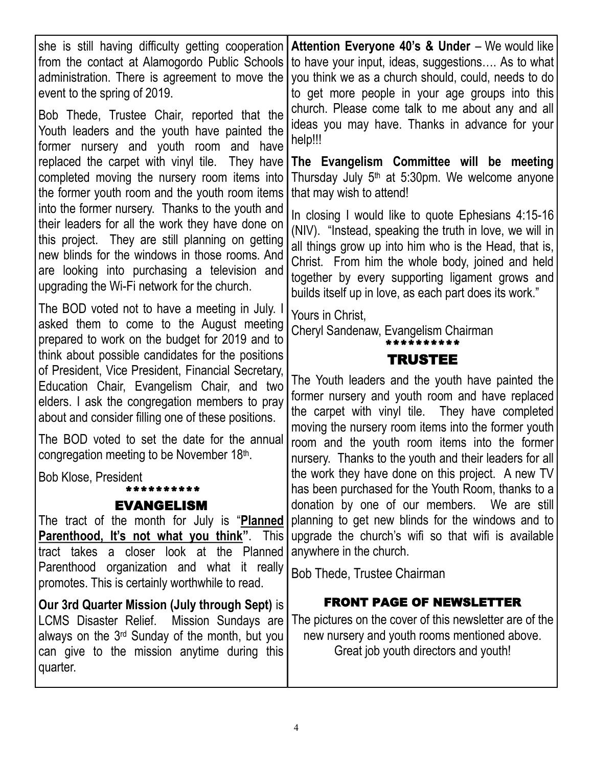she is still having difficulty getting cooperation from the contact at Alamogordo Public Schools administration. There is agreement to move the event to the spring of 2019.

Bob Thede, Trustee Chair, reported that the Youth leaders and the youth have painted the former nursery and youth room and have replaced the carpet with vinyl tile. They have completed moving the nursery room items into the former youth room and the youth room items into the former nursery. Thanks to the youth and their leaders for all the work they have done on this project. They are still planning on getting new blinds for the windows in those rooms. And are looking into purchasing a television and upgrading the Wi-Fi network for the church.

The BOD voted not to have a meeting in July. I asked them to come to the August meeting prepared to work on the budget for 2019 and to think about possible candidates for the positions of President, Vice President, Financial Secretary, Education Chair, Evangelism Chair, and two elders. I ask the congregation members to pray about and consider filling one of these positions.

The BOD voted to set the date for the annual congregation meeting to be November 18th.

Bob Klose, President

**********

## EVANGELISM

The tract of the month for July is "**Planned Parenthood, It's not what you think**". This tract takes a closer look at the Planned Parenthood organization and what it really promotes. This is certainly worthwhile to read.

**Our 3rd Quarter Mission (July through Sept)** is LCMS Disaster Relief. Mission Sundays are always on the 3rd Sunday of the month, but you can give to the mission anytime during this quarter.

**Attention Everyone 40's & Under** – We would like to have your input, ideas, suggestions…. As to what you think we as a church should, could, needs to do to get more people in your age groups into this church. Please come talk to me about any and all ideas you may have. Thanks in advance for your help!!!

**The Evangelism Committee will be meeting** Thursday July 5th at 5:30pm. We welcome anyone that may wish to attend!

In closing I would like to quote Ephesians 4:15-16 (NIV). "Instead, speaking the truth in love, we will in all things grow up into him who is the Head, that is, Christ. From him the whole body, joined and held together by every supporting ligament grows and builds itself up in love, as each part does its work."

Yours in Christ,
Cheryl Sandenaw, Evangelism Chairman

**********

## TRUSTEE

The Youth leaders and the youth have painted the former nursery and youth room and have replaced the carpet with vinyl tile. They have completed moving the nursery room items into the former youth room and the youth room items into the former nursery. Thanks to the youth and their leaders for all the work they have done on this project. A new TV has been purchased for the Youth Room, thanks to a donation by one of our members. We are still planning to get new blinds for the windows and to upgrade the church's wifi so that wifi is available anywhere in the church.

Bob Thede, Trustee Chairman

## FRONT PAGE OF NEWSLETTER

The pictures on the cover of this newsletter are of the new nursery and youth rooms mentioned above.
Great job youth directors and youth!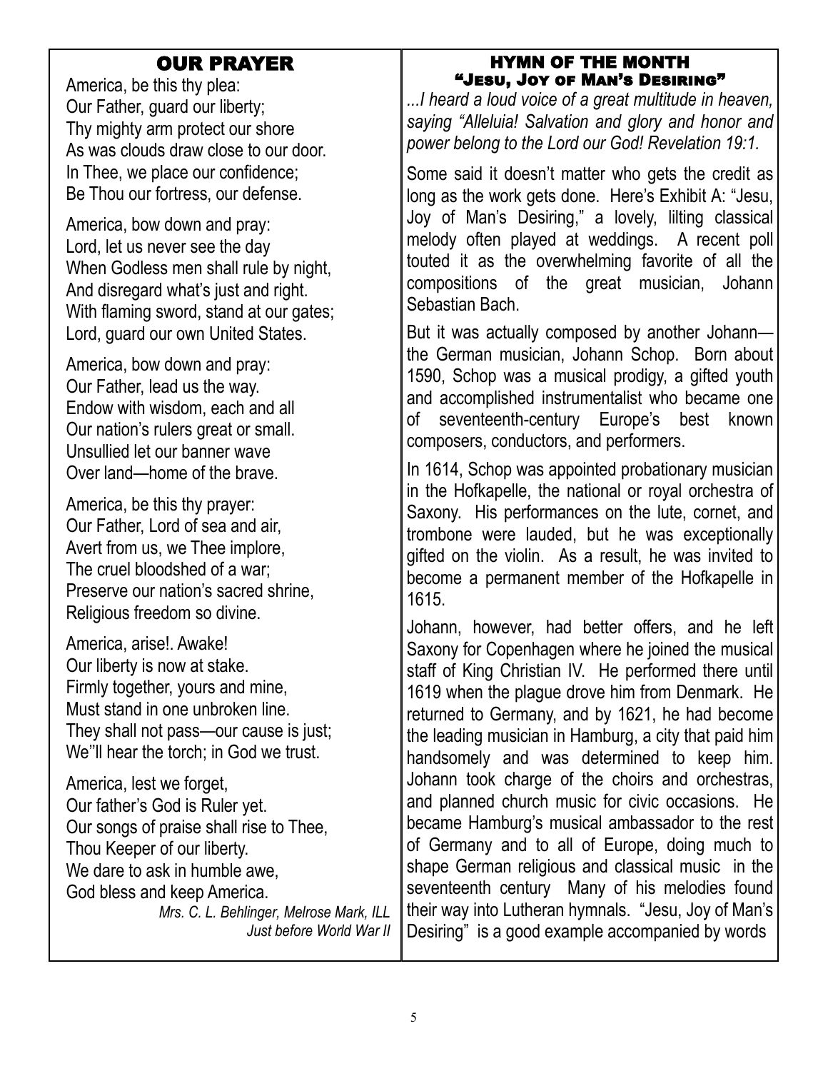## OUR PRAYER

America, be this thy plea:
Our Father, guard our liberty;
Thy mighty arm protect our shore
As was clouds draw close to our door.
In Thee, we place our confidence;
Be Thou our fortress, our defense.

America, bow down and pray:
Lord, let us never see the day
When Godless men shall rule by night,
And disregard what's just and right.
With flaming sword, stand at our gates;
Lord, guard our own United States.

America, bow down and pray:
Our Father, lead us the way.
Endow with wisdom, each and all
Our nation's rulers great or small.
Unsullied let our banner wave
Over land—home of the brave.

America, be this thy prayer:
Our Father, Lord of sea and air,
Avert from us, we Thee implore,
The cruel bloodshed of a war;
Preserve our nation's sacred shrine,
Religious freedom so divine.

America, arise!. Awake!
Our liberty is now at stake.
Firmly together, yours and mine,
Must stand in one unbroken line.
They shall not pass—our cause is just;
We"ll hear the torch; in God we trust.

America, lest we forget,
Our father's God is Ruler yet.
Our songs of praise shall rise to Thee,
Thou Keeper of our liberty.
We dare to ask in humble awe,
God bless and keep America.

*Mrs. C. L. Behlinger, Melrose Mark, ILL*
*Just before World War II*

## HYMN OF THE MONTH
### "Jesu, Joy of Man's Desiring"

*...I heard a loud voice of a great multitude in heaven, saying "Alleluia! Salvation and glory and honor and power belong to the Lord our God! Revelation 19:1.*

Some said it doesn't matter who gets the credit as long as the work gets done. Here's Exhibit A: "Jesu, Joy of Man's Desiring," a lovely, lilting classical melody often played at weddings. A recent poll touted it as the overwhelming favorite of all the compositions of the great musician, Johann Sebastian Bach.

But it was actually composed by another Johann—the German musician, Johann Schop. Born about 1590, Schop was a musical prodigy, a gifted youth and accomplished instrumentalist who became one of seventeenth-century Europe's best known composers, conductors, and performers.

In 1614, Schop was appointed probationary musician in the Hofkapelle, the national or royal orchestra of Saxony. His performances on the lute, cornet, and trombone were lauded, but he was exceptionally gifted on the violin. As a result, he was invited to become a permanent member of the Hofkapelle in 1615.

Johann, however, had better offers, and he left Saxony for Copenhagen where he joined the musical staff of King Christian IV. He performed there until 1619 when the plague drove him from Denmark. He returned to Germany, and by 1621, he had become the leading musician in Hamburg, a city that paid him handsomely and was determined to keep him. Johann took charge of the choirs and orchestras, and planned church music for civic occasions. He became Hamburg's musical ambassador to the rest of Germany and to all of Europe, doing much to shape German religious and classical music in the seventeenth century Many of his melodies found their way into Lutheran hymnals. "Jesu, Joy of Man's Desiring" is a good example accompanied by words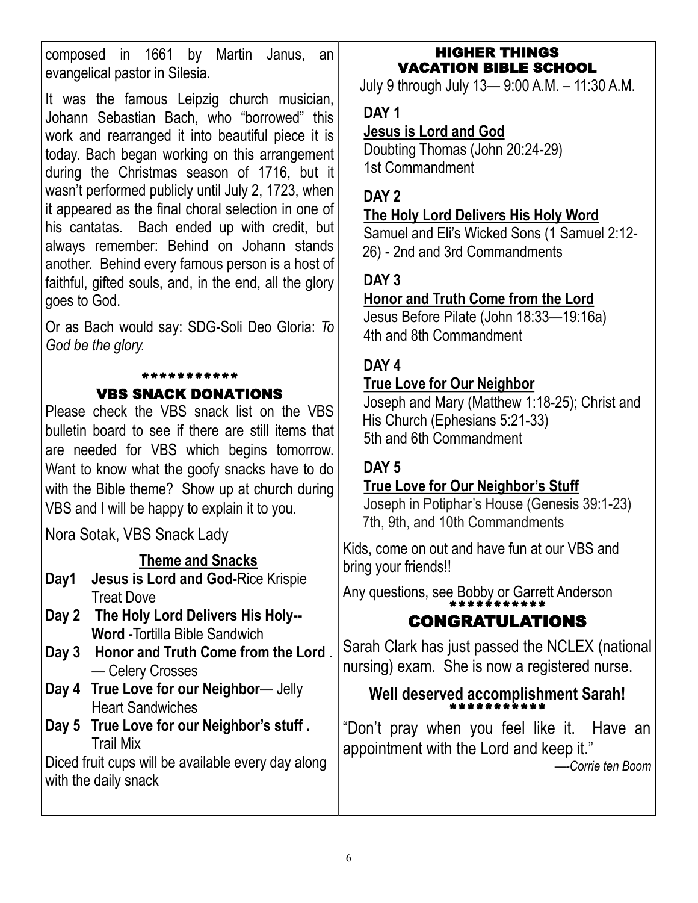composed in 1661 by Martin Janus, an evangelical pastor in Silesia.

It was the famous Leipzig church musician, Johann Sebastian Bach, who "borrowed" this work and rearranged it into beautiful piece it is today. Bach began working on this arrangement during the Christmas season of 1716, but it wasn't performed publicly until July 2, 1723, when it appeared as the final choral selection in one of his cantatas. Bach ended up with credit, but always remember: Behind on Johann stands another. Behind every famous person is a host of faithful, gifted souls, and, in the end, all the glory goes to God.

Or as Bach would say: SDG-Soli Deo Gloria: *To God be the glory.*

***********

## VBS SNACK DONATIONS

Please check the VBS snack list on the VBS bulletin board to see if there are still items that are needed for VBS which begins tomorrow. Want to know what the goofy snacks have to do with the Bible theme? Show up at church during VBS and I will be happy to explain it to you.

Nora Sotak, VBS Snack Lady

### Theme and Snacks

- **Day1 Jesus is Lord and God-**Rice Krispie Treat Dove
- **Day 2 The Holy Lord Delivers His Holy-- Word -**Tortilla Bible Sandwich
- **Day 3 Honor and Truth Come from the Lord** . — Celery Crosses
- **Day 4 True Love for our Neighbor**— Jelly Heart Sandwiches
- **Day 5 True Love for our Neighbor's stuff .** Trail Mix

Diced fruit cups will be available every day along with the daily snack

## HIGHER THINGS VACATION BIBLE SCHOOL

July 9 through July 13— 9:00 A.M. – 11:30 A.M.

**DAY 1**

**Jesus is Lord and God**

Doubting Thomas (John 20:24-29)
1st Commandment

**DAY 2**

**The Holy Lord Delivers His Holy Word**

Samuel and Eli's Wicked Sons (1 Samuel 2:12-26) - 2nd and 3rd Commandments

**DAY 3**

**Honor and Truth Come from the Lord**

Jesus Before Pilate (John 18:33—19:16a)
4th and 8th Commandment

**DAY 4**

**True Love for Our Neighbor**

Joseph and Mary (Matthew 1:18-25); Christ and His Church (Ephesians 5:21-33)
5th and 6th Commandment

**DAY 5**

**True Love for Our Neighbor's Stuff**

Joseph in Potiphar's House (Genesis 39:1-23)
7th, 9th, and 10th Commandments

Kids, come on out and have fun at our VBS and bring your friends!!

Any questions, see Bobby or Garrett Anderson

***********

## CONGRATULATIONS

Sarah Clark has just passed the NCLEX (national nursing) exam. She is now a registered nurse.

**Well deserved accomplishment Sarah!**

***********

"Don't pray when you feel like it. Have an appointment with the Lord and keep it."

—-*Corrie ten Boom*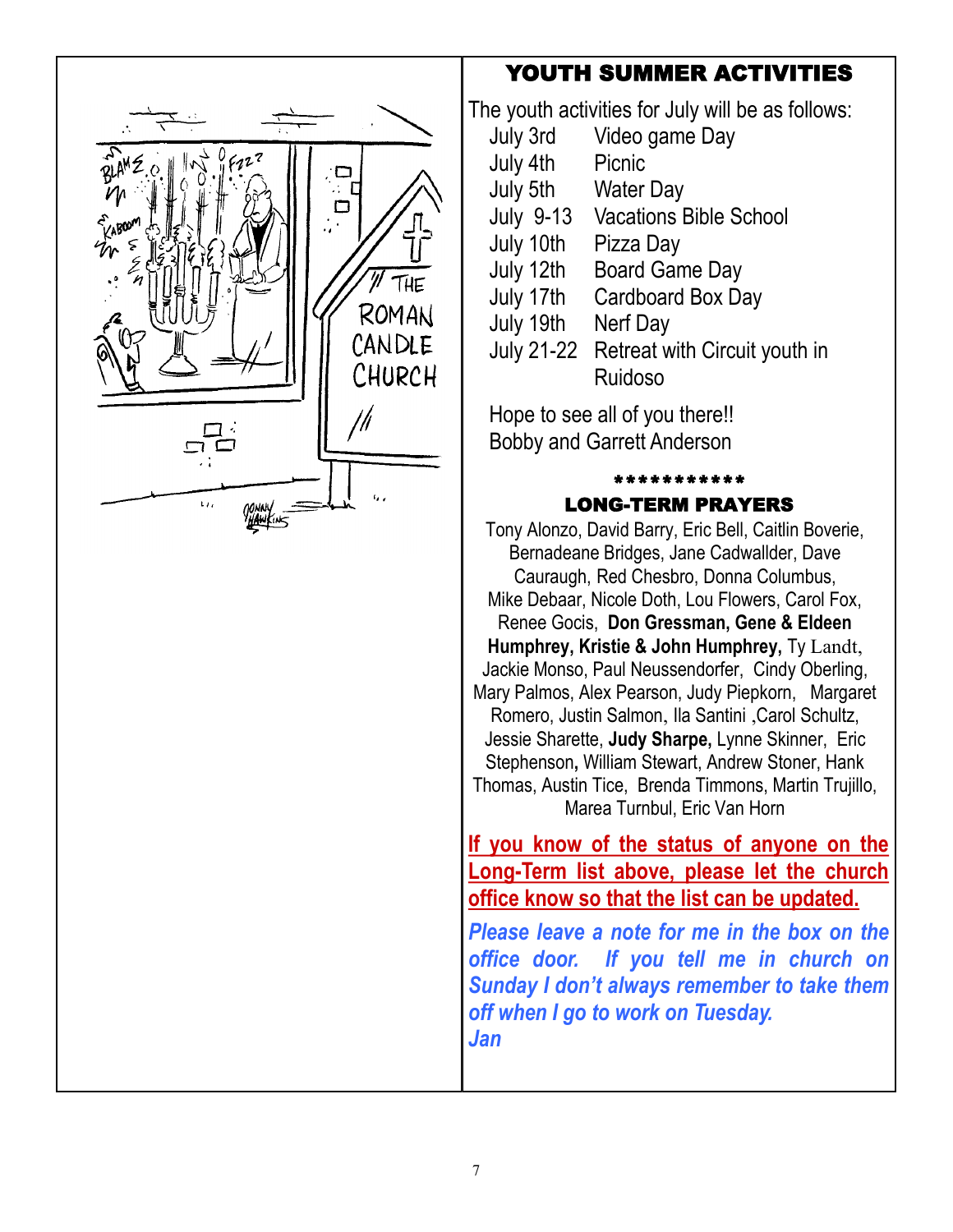## YOUTH SUMMER ACTIVITIES

The youth activities for July will be as follows:

| | |
|---|---|
| July 3rd | Video game Day |
| July 4th | Picnic |
| July 5th | Water Day |
| July 9-13 | Vacations Bible School |
| July 10th | Pizza Day |
| July 12th | Board Game Day |
| July 17th | Cardboard Box Day |
| July 19th | Nerf Day |
| July 21-22 | Retreat with Circuit youth in Ruidoso |

Hope to see all of you there!!
Bobby and Garrett Anderson

\*\*\*\*\*\*\*\*\*\*\*\*

## LONG-TERM PRAYERS

Tony Alonzo, David Barry, Eric Bell, Caitlin Boverie, Bernadeane Bridges, Jane Cadwallder, Dave Cauraugh, Red Chesbro, Donna Columbus, Mike Debaar, Nicole Doth, Lou Flowers, Carol Fox, Renee Gocis, **Don Gressman, Gene & Eldeen Humphrey, Kristie & John Humphrey,** Ty Landt, Jackie Monso, Paul Neussendorfer, Cindy Oberling, Mary Palmos, Alex Pearson, Judy Piepkorn, Margaret Romero, Justin Salmon, Ila Santini ,Carol Schultz, Jessie Sharette, **Judy Sharpe,** Lynne Skinner, Eric Stephenson**,** William Stewart, Andrew Stoner, Hank Thomas, Austin Tice, Brenda Timmons, Martin Trujillo, Marea Turnbul, Eric Van Horn

**If you know of the status of anyone on the Long-Term list above, please let the church office know so that the list can be updated.**

***Please leave a note for me in the box on the office door. If you tell me in church on Sunday I don't always remember to take them off when I go to work on Tuesday.***
***Jan***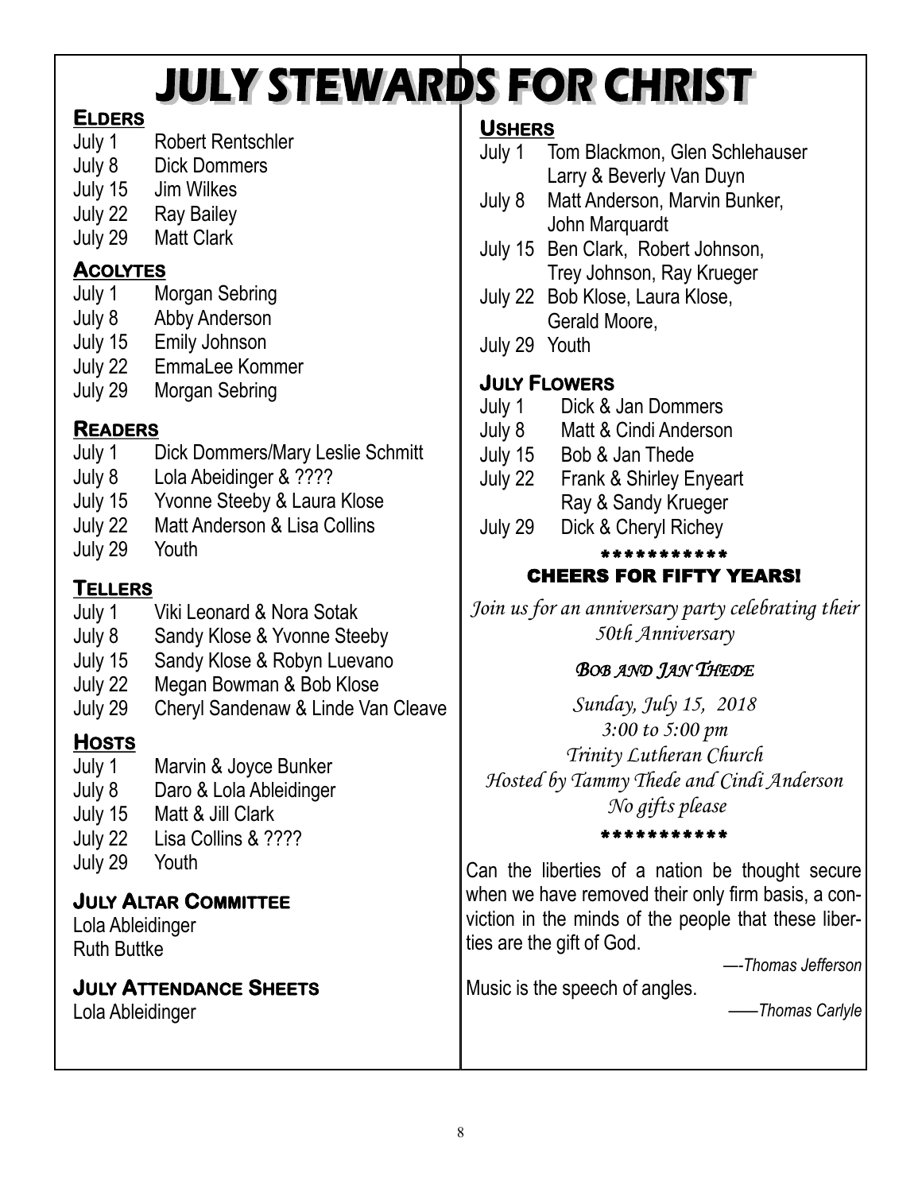# JULY STEWARDS FOR CHRIST

## Elders

| | |
|---|---|
| July 1 | Robert Rentschler |
| July 8 | Dick Dommers |
| July 15 | Jim Wilkes |
| July 22 | Ray Bailey |
| July 29 | Matt Clark |

## Acolytes

| | |
|---|---|
| July 1 | Morgan Sebring |
| July 8 | Abby Anderson |
| July 15 | Emily Johnson |
| July 22 | EmmaLee Kommer |
| July 29 | Morgan Sebring |

## Readers

| | |
|---|---|
| July 1 | Dick Dommers/Mary Leslie Schmitt |
| July 8 | Lola Abeidinger & ???? |
| July 15 | Yvonne Steeby & Laura Klose |
| July 22 | Matt Anderson & Lisa Collins |
| July 29 | Youth |

## Tellers

| | |
|---|---|
| July 1 | Viki Leonard & Nora Sotak |
| July 8 | Sandy Klose & Yvonne Steeby |
| July 15 | Sandy Klose & Robyn Luevano |
| July 22 | Megan Bowman & Bob Klose |
| July 29 | Cheryl Sandenaw & Linde Van Cleave |

## Hosts

| | |
|---|---|
| July 1 | Marvin & Joyce Bunker |
| July 8 | Daro & Lola Ableidinger |
| July 15 | Matt & Jill Clark |
| July 22 | Lisa Collins & ???? |
| July 29 | Youth |

## July Altar Committee

Lola Ableidinger
Ruth Buttke

## July Attendance Sheets

Lola Ableidinger

## Ushers

| | |
|---|---|
| July 1 | Tom Blackmon, Glen Schlehauser, Larry & Beverly Van Duyn |
| July 8 | Matt Anderson, Marvin Bunker, John Marquardt |
| July 15 | Ben Clark, Robert Johnson, Trey Johnson, Ray Krueger |
| July 22 | Bob Klose, Laura Klose, Gerald Moore, |
| July 29 | Youth |

## July Flowers

| | |
|---|---|
| July 1 | Dick & Jan Dommers |
| July 8 | Matt & Cindi Anderson |
| July 15 | Bob & Jan Thede |
| July 22 | Frank & Shirley Enyeart, Ray & Sandy Krueger |
| July 29 | Dick & Cheryl Richey |

***********

## CHEERS FOR FIFTY YEARS!

*Join us for an anniversary party celebrating their 50th Anniversary*

***Bob and Jan Thede***

*Sunday, July 15, 2018*
*3:00 to 5:00 pm*
*Trinity Lutheran Church*
*Hosted by Tammy Thede and Cindi Anderson*
*No gifts please*

***********

Can the liberties of a nation be thought secure when we have removed their only firm basis, a conviction in the minds of the people that these liberties are the gift of God.

—-*Thomas Jefferson*

Music is the speech of angles.

——*Thomas Carlyle*